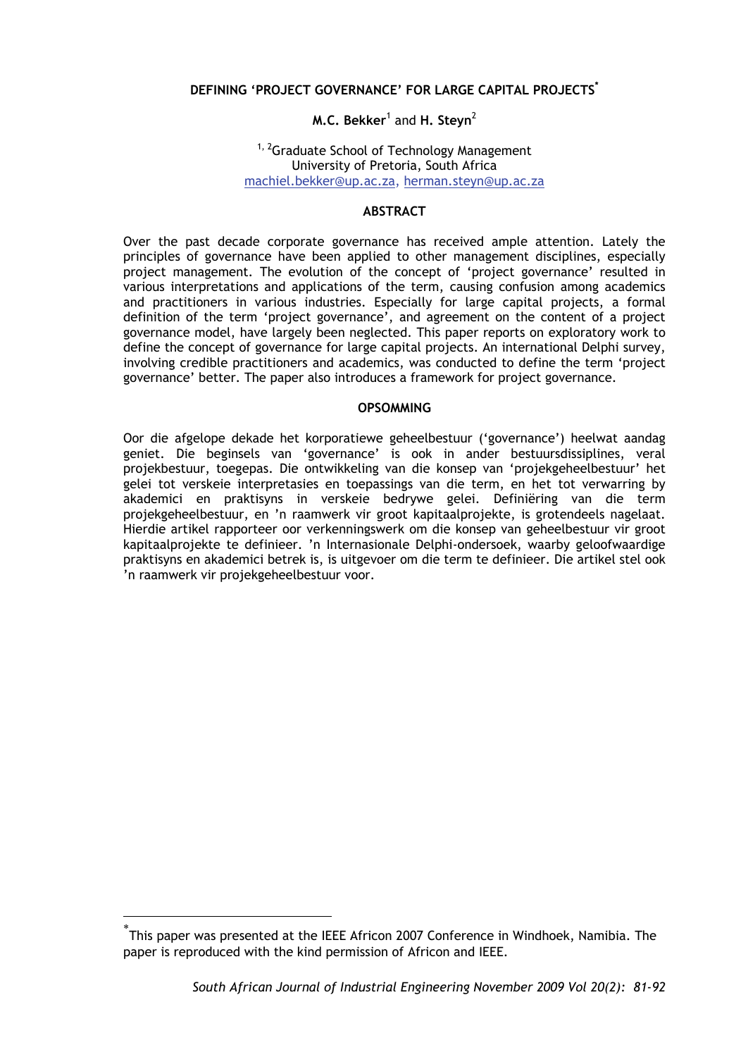# DEFINING 'PROJECT GOVERNANCE' FOR LARGE CAPITAL PROJECTS[*]

**M.C. Bekker**[1] and **H. Steyn**[2]

[1, 2]Graduate School of Technology Management
University of Pretoria, South Africa
machiel.bekker@up.ac.za, herman.steyn@up.ac.za

## ABSTRACT

Over the past decade corporate governance has received ample attention. Lately the principles of governance have been applied to other management disciplines, especially project management. The evolution of the concept of 'project governance' resulted in various interpretations and applications of the term, causing confusion among academics and practitioners in various industries. Especially for large capital projects, a formal definition of the term 'project governance', and agreement on the content of a project governance model, have largely been neglected. This paper reports on exploratory work to define the concept of governance for large capital projects. An international Delphi survey, involving credible practitioners and academics, was conducted to define the term 'project governance' better. The paper also introduces a framework for project governance.

## OPSOMMING

Oor die afgelope dekade het korporatiewe geheelbestuur ('governance') heelwat aandag geniet. Die beginsels van 'governance' is ook in ander bestuursdissiplines, veral projekbestuur, toegepas. Die ontwikkeling van die konsep van 'projekgeheelbestuur' het gelei tot verskeie interpretasies en toepassings van die term, en het tot verwarring by akademici en praktisyns in verskeie bedrywe gelei. Definiëring van die term projekgeheelbestuur, en 'n raamwerk vir groot kapitaalprojekte, is grotendeels nagelaat. Hierdie artikel rapporteer oor verkenningswerk om die konsep van geheelbestuur vir groot kapitaalprojekte te definieer. 'n Internasionale Delphi-ondersoek, waarby geloofwaardige praktisyns en akademici betrek is, is uitgevoer om die term te definieer. Die artikel stel ook 'n raamwerk vir projekgeheelbestuur voor.

---

[*]This paper was presented at the IEEE Africon 2007 Conference in Windhoek, Namibia. The paper is reproduced with the kind permission of Africon and IEEE.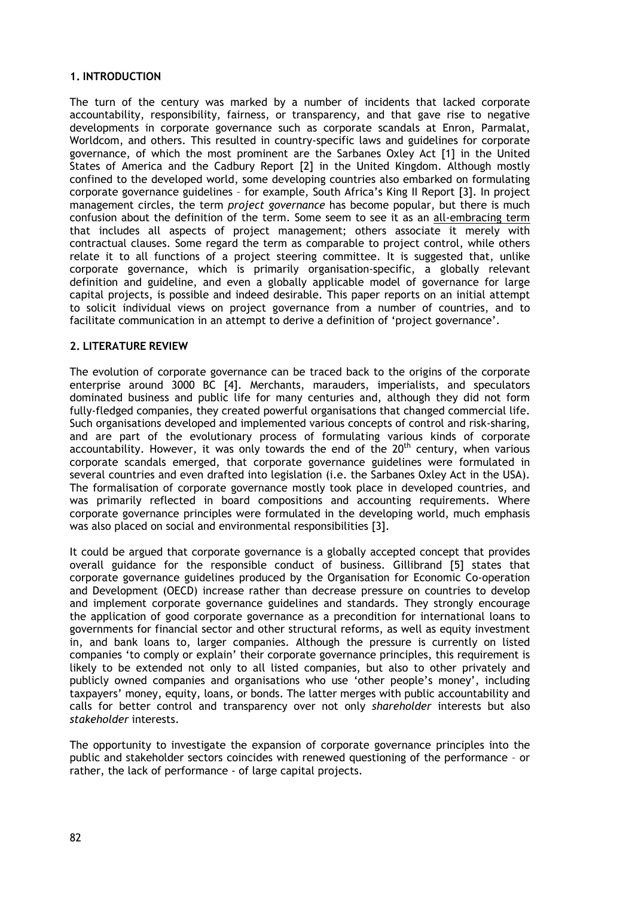## 1. INTRODUCTION

The turn of the century was marked by a number of incidents that lacked corporate accountability, responsibility, fairness, or transparency, and that gave rise to negative developments in corporate governance such as corporate scandals at Enron, Parmalat, Worldcom, and others. This resulted in country-specific laws and guidelines for corporate governance, of which the most prominent are the Sarbanes Oxley Act [1] in the United States of America and the Cadbury Report [2] in the United Kingdom. Although mostly confined to the developed world, some developing countries also embarked on formulating corporate governance guidelines – for example, South Africa's King II Report [3]. In project management circles, the term *project governance* has become popular, but there is much confusion about the definition of the term. Some seem to see it as an all-embracing term that includes all aspects of project management; others associate it merely with contractual clauses. Some regard the term as comparable to project control, while others relate it to all functions of a project steering committee. It is suggested that, unlike corporate governance, which is primarily organisation-specific, a globally relevant definition and guideline, and even a globally applicable model of governance for large capital projects, is possible and indeed desirable. This paper reports on an initial attempt to solicit individual views on project governance from a number of countries, and to facilitate communication in an attempt to derive a definition of 'project governance'.

## 2. LITERATURE REVIEW

The evolution of corporate governance can be traced back to the origins of the corporate enterprise around 3000 BC [4]. Merchants, marauders, imperialists, and speculators dominated business and public life for many centuries and, although they did not form fully-fledged companies, they created powerful organisations that changed commercial life. Such organisations developed and implemented various concepts of control and risk-sharing, and are part of the evolutionary process of formulating various kinds of corporate accountability. However, it was only towards the end of the 20th century, when various corporate scandals emerged, that corporate governance guidelines were formulated in several countries and even drafted into legislation (i.e. the Sarbanes Oxley Act in the USA). The formalisation of corporate governance mostly took place in developed countries, and was primarily reflected in board compositions and accounting requirements. Where corporate governance principles were formulated in the developing world, much emphasis was also placed on social and environmental responsibilities [3].

It could be argued that corporate governance is a globally accepted concept that provides overall guidance for the responsible conduct of business. Gillibrand [5] states that corporate governance guidelines produced by the Organisation for Economic Co-operation and Development (OECD) increase rather than decrease pressure on countries to develop and implement corporate governance guidelines and standards. They strongly encourage the application of good corporate governance as a precondition for international loans to governments for financial sector and other structural reforms, as well as equity investment in, and bank loans to, larger companies. Although the pressure is currently on listed companies 'to comply or explain' their corporate governance principles, this requirement is likely to be extended not only to all listed companies, but also to other privately and publicly owned companies and organisations who use 'other people's money', including taxpayers' money, equity, loans, or bonds. The latter merges with public accountability and calls for better control and transparency over not only *shareholder* interests but also *stakeholder* interests.

The opportunity to investigate the expansion of corporate governance principles into the public and stakeholder sectors coincides with renewed questioning of the performance – or rather, the lack of performance - of large capital projects.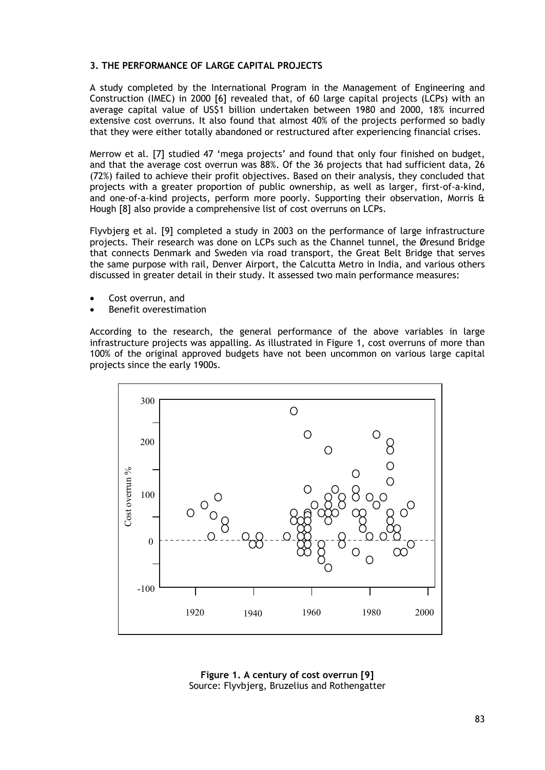### 3. THE PERFORMANCE OF LARGE CAPITAL PROJECTS

A study completed by the International Program in the Management of Engineering and Construction (IMEC) in 2000 [6] revealed that, of 60 large capital projects (LCPs) with an average capital value of US$1 billion undertaken between 1980 and 2000, 18% incurred extensive cost overruns. It also found that almost 40% of the projects performed so badly that they were either totally abandoned or restructured after experiencing financial crises.

Merrow et al. [7] studied 47 'mega projects' and found that only four finished on budget, and that the average cost overrun was 88%. Of the 36 projects that had sufficient data, 26 (72%) failed to achieve their profit objectives. Based on their analysis, they concluded that projects with a greater proportion of public ownership, as well as larger, first-of-a-kind, and one-of-a-kind projects, perform more poorly. Supporting their observation, Morris & Hough [8] also provide a comprehensive list of cost overruns on LCPs.

Flyvbjerg et al. [9] completed a study in 2003 on the performance of large infrastructure projects. Their research was done on LCPs such as the Channel tunnel, the Øresund Bridge that connects Denmark and Sweden via road transport, the Great Belt Bridge that serves the same purpose with rail, Denver Airport, the Calcutta Metro in India, and various others discussed in greater detail in their study. It assessed two main performance measures:

- Cost overrun, and
- Benefit overestimation

According to the research, the general performance of the above variables in large infrastructure projects was appalling. As illustrated in Figure 1, cost overruns of more than 100% of the original approved budgets have not been uncommon on various large capital projects since the early 1900s.

**Figure 1. A century of cost overrun [9]**
Source: Flyvbjerg, Bruzelius and Rothengatter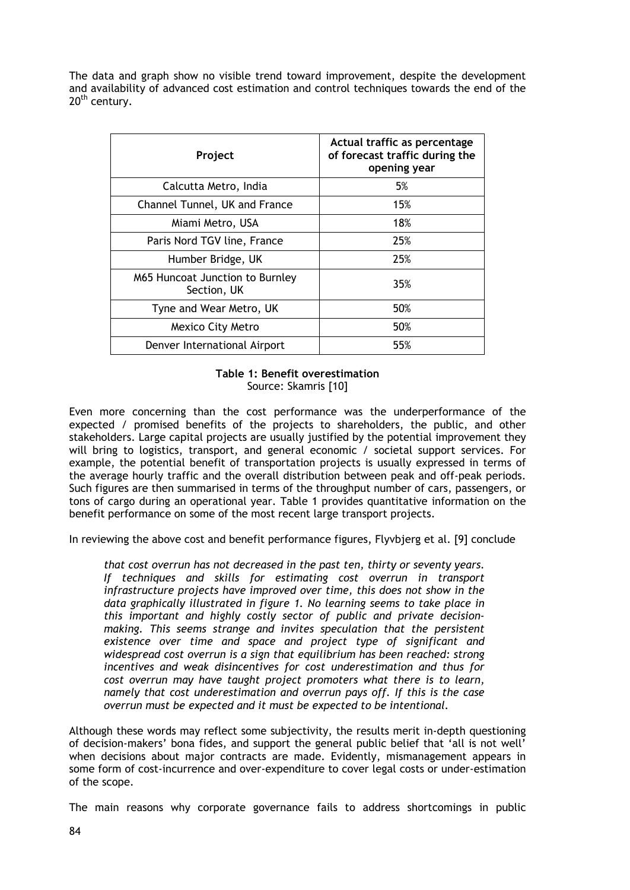The data and graph show no visible trend toward improvement, despite the development and availability of advanced cost estimation and control techniques towards the end of the 20th century.

| Project | Actual traffic as percentage of forecast traffic during the opening year |
| --- | --- |
| Calcutta Metro, India | 5% |
| Channel Tunnel, UK and France | 15% |
| Miami Metro, USA | 18% |
| Paris Nord TGV line, France | 25% |
| Humber Bridge, UK | 25% |
| M65 Huncoat Junction to Burnley Section, UK | 35% |
| Tyne and Wear Metro, UK | 50% |
| Mexico City Metro | 50% |
| Denver International Airport | 55% |

**Table 1: Benefit overestimation**
Source: Skamris [10]

Even more concerning than the cost performance was the underperformance of the expected / promised benefits of the projects to shareholders, the public, and other stakeholders. Large capital projects are usually justified by the potential improvement they will bring to logistics, transport, and general economic / societal support services. For example, the potential benefit of transportation projects is usually expressed in terms of the average hourly traffic and the overall distribution between peak and off-peak periods. Such figures are then summarised in terms of the throughput number of cars, passengers, or tons of cargo during an operational year. Table 1 provides quantitative information on the benefit performance on some of the most recent large transport projects.

In reviewing the above cost and benefit performance figures, Flyvbjerg et al. [9] conclude

> *that cost overrun has not decreased in the past ten, thirty or seventy years. If techniques and skills for estimating cost overrun in transport infrastructure projects have improved over time, this does not show in the data graphically illustrated in figure 1. No learning seems to take place in this important and highly costly sector of public and private decision-making. This seems strange and invites speculation that the persistent existence over time and space and project type of significant and widespread cost overrun is a sign that equilibrium has been reached: strong incentives and weak disincentives for cost underestimation and thus for cost overrun may have taught project promoters what there is to learn, namely that cost underestimation and overrun pays off. If this is the case overrun must be expected and it must be expected to be intentional.*

Although these words may reflect some subjectivity, the results merit in-depth questioning of decision-makers' bona fides, and support the general public belief that 'all is not well' when decisions about major contracts are made. Evidently, mismanagement appears in some form of cost-incurrence and over-expenditure to cover legal costs or under-estimation of the scope.

The main reasons why corporate governance fails to address shortcomings in public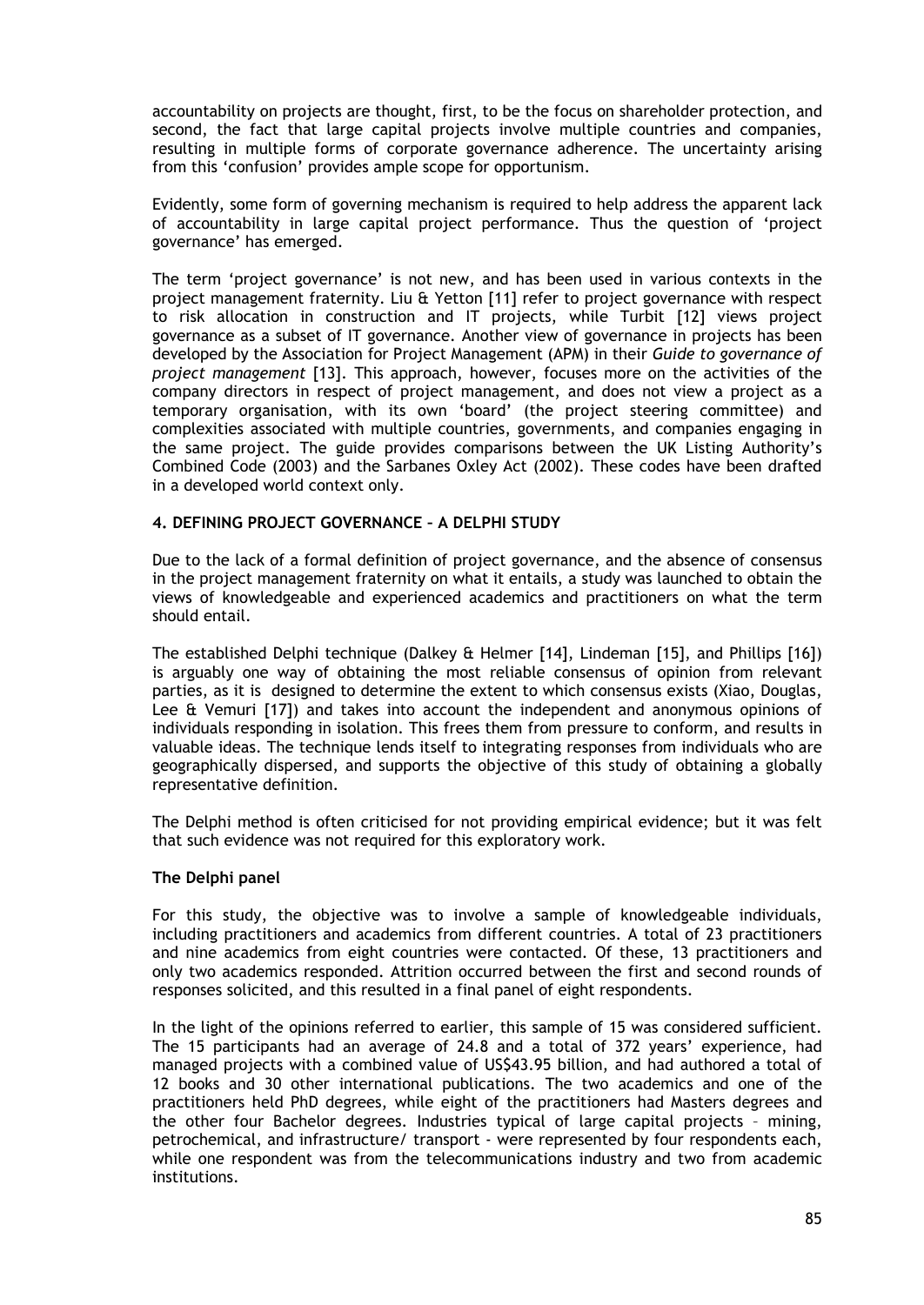accountability on projects are thought, first, to be the focus on shareholder protection, and second, the fact that large capital projects involve multiple countries and companies, resulting in multiple forms of corporate governance adherence. The uncertainty arising from this 'confusion' provides ample scope for opportunism.

Evidently, some form of governing mechanism is required to help address the apparent lack of accountability in large capital project performance. Thus the question of 'project governance' has emerged.

The term 'project governance' is not new, and has been used in various contexts in the project management fraternity. Liu & Yetton [11] refer to project governance with respect to risk allocation in construction and IT projects, while Turbit [12] views project governance as a subset of IT governance. Another view of governance in projects has been developed by the Association for Project Management (APM) in their *Guide to governance of project management* [13]. This approach, however, focuses more on the activities of the company directors in respect of project management, and does not view a project as a temporary organisation, with its own 'board' (the project steering committee) and complexities associated with multiple countries, governments, and companies engaging in the same project. The guide provides comparisons between the UK Listing Authority's Combined Code (2003) and the Sarbanes Oxley Act (2002). These codes have been drafted in a developed world context only.

## 4. DEFINING PROJECT GOVERNANCE – A DELPHI STUDY

Due to the lack of a formal definition of project governance, and the absence of consensus in the project management fraternity on what it entails, a study was launched to obtain the views of knowledgeable and experienced academics and practitioners on what the term should entail.

The established Delphi technique (Dalkey & Helmer [14], Lindeman [15], and Phillips [16]) is arguably one way of obtaining the most reliable consensus of opinion from relevant parties, as it is designed to determine the extent to which consensus exists (Xiao, Douglas, Lee & Vemuri [17]) and takes into account the independent and anonymous opinions of individuals responding in isolation. This frees them from pressure to conform, and results in valuable ideas. The technique lends itself to integrating responses from individuals who are geographically dispersed, and supports the objective of this study of obtaining a globally representative definition.

The Delphi method is often criticised for not providing empirical evidence; but it was felt that such evidence was not required for this exploratory work.

### The Delphi panel

For this study, the objective was to involve a sample of knowledgeable individuals, including practitioners and academics from different countries. A total of 23 practitioners and nine academics from eight countries were contacted. Of these, 13 practitioners and only two academics responded. Attrition occurred between the first and second rounds of responses solicited, and this resulted in a final panel of eight respondents.

In the light of the opinions referred to earlier, this sample of 15 was considered sufficient. The 15 participants had an average of 24.8 and a total of 372 years' experience, had managed projects with a combined value of US$43.95 billion, and had authored a total of 12 books and 30 other international publications. The two academics and one of the practitioners held PhD degrees, while eight of the practitioners had Masters degrees and the other four Bachelor degrees. Industries typical of large capital projects – mining, petrochemical, and infrastructure/ transport - were represented by four respondents each, while one respondent was from the telecommunications industry and two from academic institutions.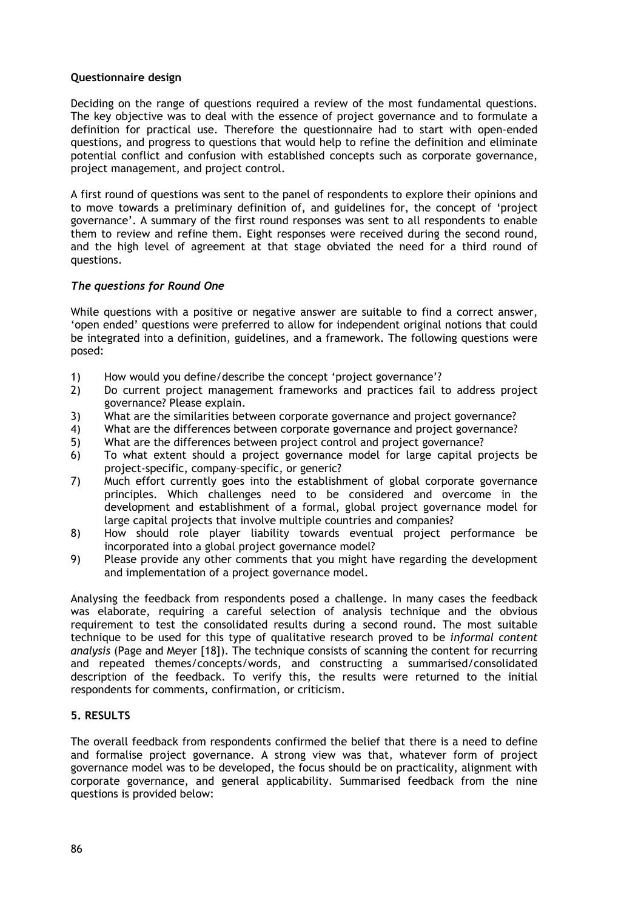**Questionnaire design**

Deciding on the range of questions required a review of the most fundamental questions. The key objective was to deal with the essence of project governance and to formulate a definition for practical use. Therefore the questionnaire had to start with open-ended questions, and progress to questions that would help to refine the definition and eliminate potential conflict and confusion with established concepts such as corporate governance, project management, and project control.

A first round of questions was sent to the panel of respondents to explore their opinions and to move towards a preliminary definition of, and guidelines for, the concept of 'project governance'. A summary of the first round responses was sent to all respondents to enable them to review and refine them. Eight responses were received during the second round, and the high level of agreement at that stage obviated the need for a third round of questions.

***The questions for Round One***

While questions with a positive or negative answer are suitable to find a correct answer, 'open ended' questions were preferred to allow for independent original notions that could be integrated into a definition, guidelines, and a framework. The following questions were posed:

1) How would you define/describe the concept 'project governance'?
2) Do current project management frameworks and practices fail to address project governance? Please explain.
3) What are the similarities between corporate governance and project governance?
4) What are the differences between corporate governance and project governance?
5) What are the differences between project control and project governance?
6) To what extent should a project governance model for large capital projects be project-specific, company–specific, or generic?
7) Much effort currently goes into the establishment of global corporate governance principles. Which challenges need to be considered and overcome in the development and establishment of a formal, global project governance model for large capital projects that involve multiple countries and companies?
8) How should role player liability towards eventual project performance be incorporated into a global project governance model?
9) Please provide any other comments that you might have regarding the development and implementation of a project governance model.

Analysing the feedback from respondents posed a challenge. In many cases the feedback was elaborate, requiring a careful selection of analysis technique and the obvious requirement to test the consolidated results during a second round. The most suitable technique to be used for this type of qualitative research proved to be *informal content analysis* (Page and Meyer [18]). The technique consists of scanning the content for recurring and repeated themes/concepts/words, and constructing a summarised/consolidated description of the feedback. To verify this, the results were returned to the initial respondents for comments, confirmation, or criticism.

## 5. RESULTS

The overall feedback from respondents confirmed the belief that there is a need to define and formalise project governance. A strong view was that, whatever form of project governance model was to be developed, the focus should be on practicality, alignment with corporate governance, and general applicability. Summarised feedback from the nine questions is provided below: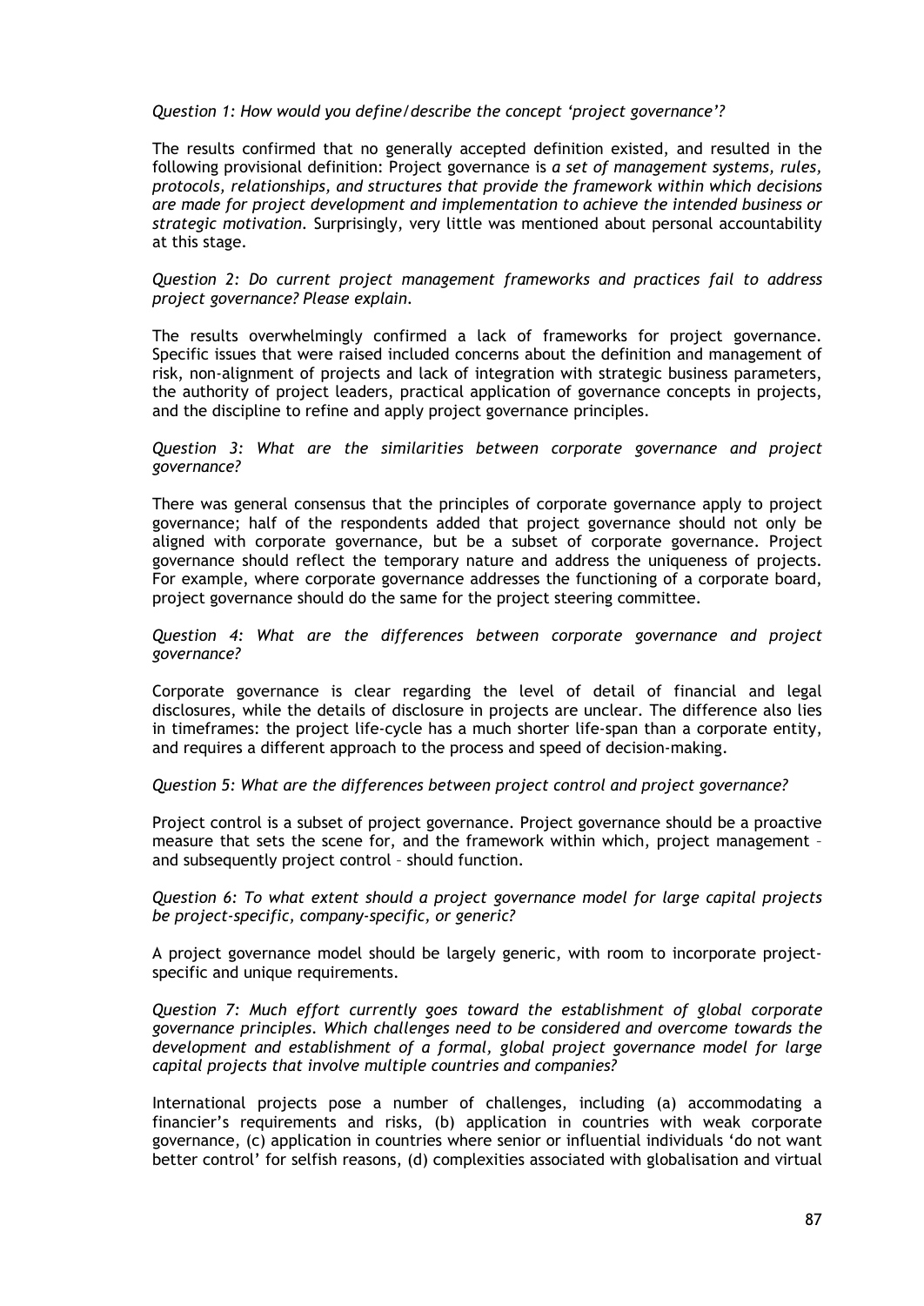*Question 1: How would you define/describe the concept 'project governance'?*

The results confirmed that no generally accepted definition existed, and resulted in the following provisional definition: Project governance is *a set of management systems, rules, protocols, relationships, and structures that provide the framework within which decisions are made for project development and implementation to achieve the intended business or strategic motivation.* Surprisingly, very little was mentioned about personal accountability at this stage.

*Question 2: Do current project management frameworks and practices fail to address project governance? Please explain.*

The results overwhelmingly confirmed a lack of frameworks for project governance. Specific issues that were raised included concerns about the definition and management of risk, non-alignment of projects and lack of integration with strategic business parameters, the authority of project leaders, practical application of governance concepts in projects, and the discipline to refine and apply project governance principles.

*Question 3: What are the similarities between corporate governance and project governance?*

There was general consensus that the principles of corporate governance apply to project governance; half of the respondents added that project governance should not only be aligned with corporate governance, but be a subset of corporate governance. Project governance should reflect the temporary nature and address the uniqueness of projects. For example, where corporate governance addresses the functioning of a corporate board, project governance should do the same for the project steering committee.

*Question 4: What are the differences between corporate governance and project governance?*

Corporate governance is clear regarding the level of detail of financial and legal disclosures, while the details of disclosure in projects are unclear. The difference also lies in timeframes: the project life-cycle has a much shorter life-span than a corporate entity, and requires a different approach to the process and speed of decision-making.

*Question 5: What are the differences between project control and project governance?*

Project control is a subset of project governance. Project governance should be a proactive measure that sets the scene for, and the framework within which, project management – and subsequently project control – should function.

*Question 6: To what extent should a project governance model for large capital projects be project-specific, company-specific, or generic?*

A project governance model should be largely generic, with room to incorporate project-specific and unique requirements.

*Question 7: Much effort currently goes toward the establishment of global corporate governance principles. Which challenges need to be considered and overcome towards the development and establishment of a formal, global project governance model for large capital projects that involve multiple countries and companies?*

International projects pose a number of challenges, including (a) accommodating a financier's requirements and risks, (b) application in countries with weak corporate governance, (c) application in countries where senior or influential individuals 'do not want better control' for selfish reasons, (d) complexities associated with globalisation and virtual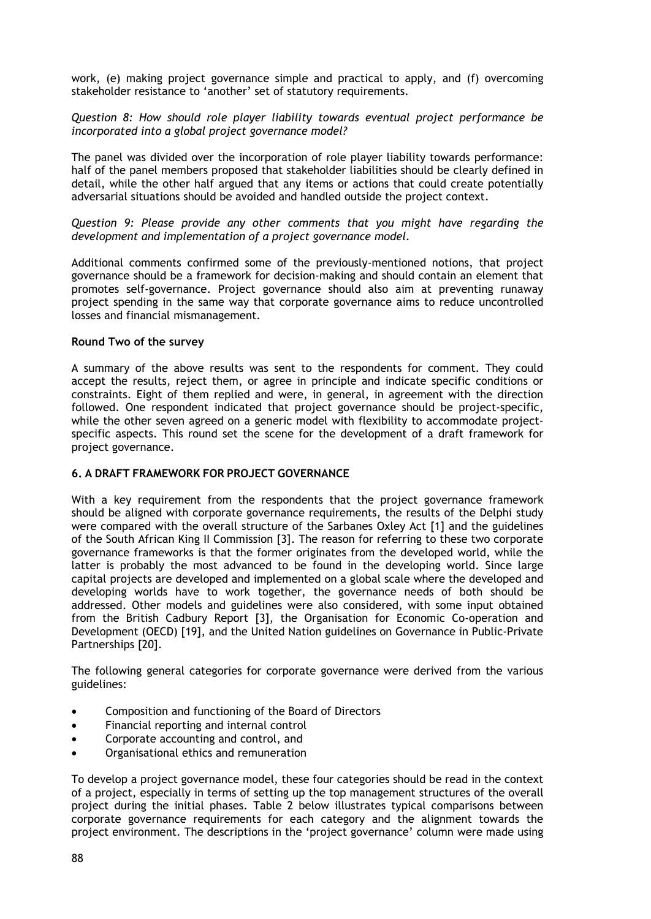work, (e) making project governance simple and practical to apply, and (f) overcoming stakeholder resistance to 'another' set of statutory requirements.

*Question 8: How should role player liability towards eventual project performance be incorporated into a global project governance model?*

The panel was divided over the incorporation of role player liability towards performance: half of the panel members proposed that stakeholder liabilities should be clearly defined in detail, while the other half argued that any items or actions that could create potentially adversarial situations should be avoided and handled outside the project context.

*Question 9: Please provide any other comments that you might have regarding the development and implementation of a project governance model.*

Additional comments confirmed some of the previously-mentioned notions, that project governance should be a framework for decision-making and should contain an element that promotes self-governance. Project governance should also aim at preventing runaway project spending in the same way that corporate governance aims to reduce uncontrolled losses and financial mismanagement.

**Round Two of the survey**

A summary of the above results was sent to the respondents for comment. They could accept the results, reject them, or agree in principle and indicate specific conditions or constraints. Eight of them replied and were, in general, in agreement with the direction followed. One respondent indicated that project governance should be project-specific, while the other seven agreed on a generic model with flexibility to accommodate project-specific aspects. This round set the scene for the development of a draft framework for project governance.

## 6. A DRAFT FRAMEWORK FOR PROJECT GOVERNANCE

With a key requirement from the respondents that the project governance framework should be aligned with corporate governance requirements, the results of the Delphi study were compared with the overall structure of the Sarbanes Oxley Act [1] and the guidelines of the South African King II Commission [3]. The reason for referring to these two corporate governance frameworks is that the former originates from the developed world, while the latter is probably the most advanced to be found in the developing world. Since large capital projects are developed and implemented on a global scale where the developed and developing worlds have to work together, the governance needs of both should be addressed. Other models and guidelines were also considered, with some input obtained from the British Cadbury Report [3], the Organisation for Economic Co-operation and Development (OECD) [19], and the United Nation guidelines on Governance in Public-Private Partnerships [20].

The following general categories for corporate governance were derived from the various guidelines:

- Composition and functioning of the Board of Directors
- Financial reporting and internal control
- Corporate accounting and control, and
- Organisational ethics and remuneration

To develop a project governance model, these four categories should be read in the context of a project, especially in terms of setting up the top management structures of the overall project during the initial phases. Table 2 below illustrates typical comparisons between corporate governance requirements for each category and the alignment towards the project environment. The descriptions in the 'project governance' column were made using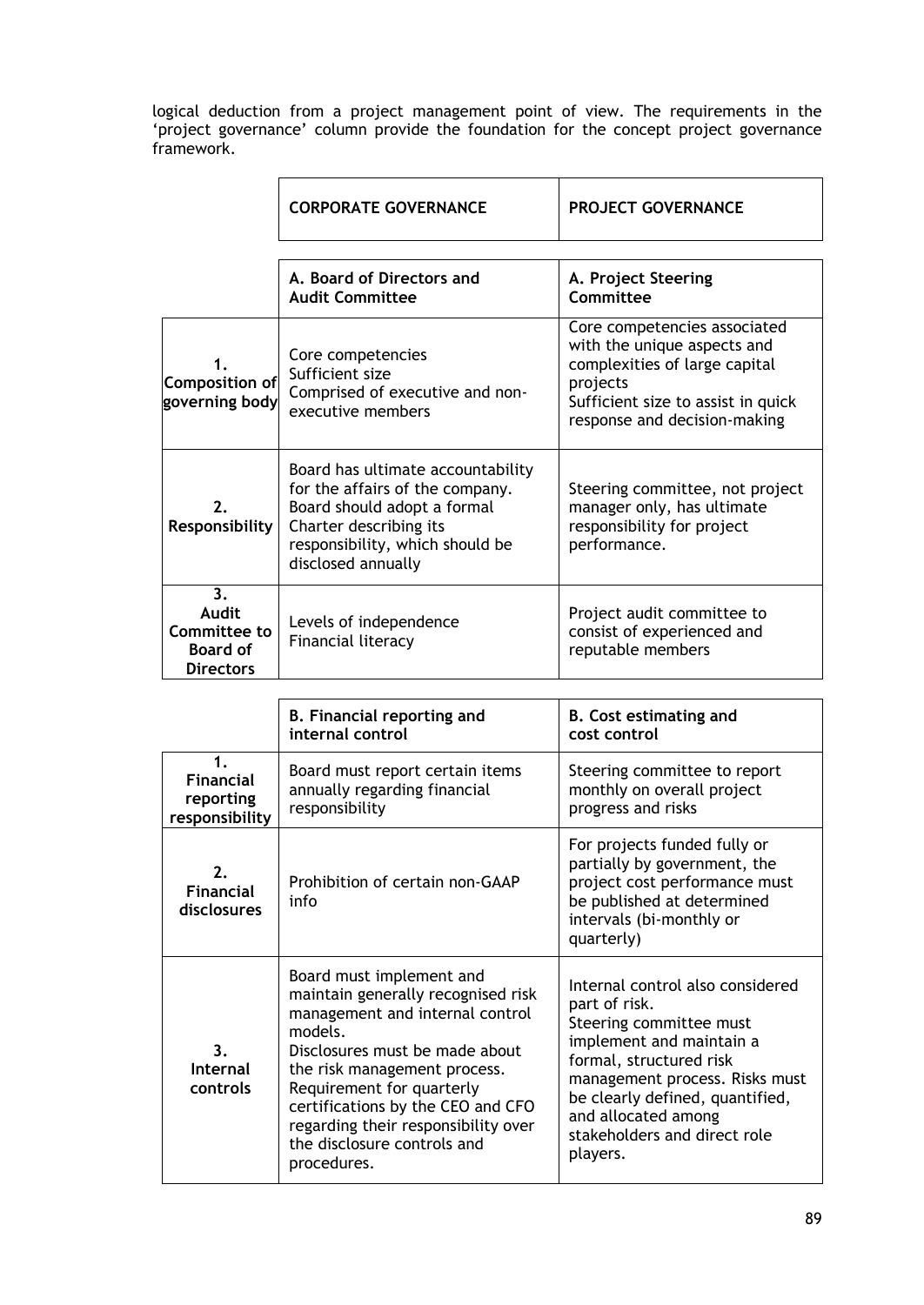logical deduction from a project management point of view. The requirements in the 'project governance' column provide the foundation for the concept project governance framework.

| | **CORPORATE GOVERNANCE** | **PROJECT GOVERNANCE** |
|---|---|---|
| | **A. Board of Directors and Audit Committee** | **A. Project Steering Committee** |
| **1. Composition of governing body** | Core competencies<br>Sufficient size<br>Comprised of executive and non-executive members | Core competencies associated with the unique aspects and complexities of large capital projects<br>Sufficient size to assist in quick response and decision-making |
| **2. Responsibility** | Board has ultimate accountability for the affairs of the company. Board should adopt a formal Charter describing its responsibility, which should be disclosed annually | Steering committee, not project manager only, has ultimate responsibility for project performance. |
| **3. Audit Committee to Board of Directors** | Levels of independence<br>Financial literacy | Project audit committee to consist of experienced and reputable members |
| | **B. Financial reporting and internal control** | **B. Cost estimating and cost control** |
| **1. Financial reporting responsibility** | Board must report certain items annually regarding financial responsibility | Steering committee to report monthly on overall project progress and risks |
| **2. Financial disclosures** | Prohibition of certain non-GAAP info | For projects funded fully or partially by government, the project cost performance must be published at determined intervals (bi-monthly or quarterly) |
| **3. Internal controls** | Board must implement and maintain generally recognised risk management and internal control models.<br>Disclosures must be made about the risk management process.<br>Requirement for quarterly certifications by the CEO and CFO regarding their responsibility over the disclosure controls and procedures. | Internal control also considered part of risk.<br>Steering committee must implement and maintain a formal, structured risk management process. Risks must be clearly defined, quantified, and allocated among stakeholders and direct role players. |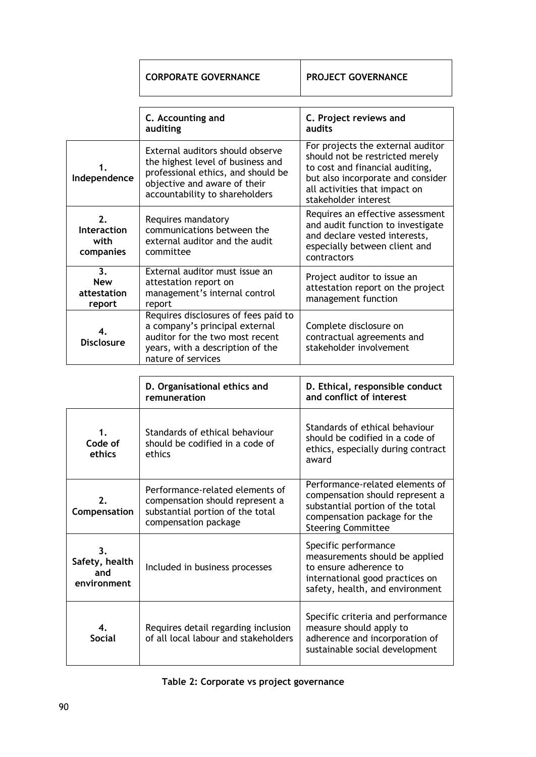| | CORPORATE GOVERNANCE | PROJECT GOVERNANCE |
|---|---|---|
| | **C. Accounting and auditing** | **C. Project reviews and audits** |
| **1. Independence** | External auditors should observe the highest level of business and professional ethics, and should be objective and aware of their accountability to shareholders | For projects the external auditor should not be restricted merely to cost and financial auditing, but also incorporate and consider all activities that impact on stakeholder interest |
| **2. Interaction with companies** | Requires mandatory communications between the external auditor and the audit committee | Requires an effective assessment and audit function to investigate and declare vested interests, especially between client and contractors |
| **3. New attestation report** | External auditor must issue an attestation report on management's internal control report | Project auditor to issue an attestation report on the project management function |
| **4. Disclosure** | Requires disclosures of fees paid to a company's principal external auditor for the two most recent years, with a description of the nature of services | Complete disclosure on contractual agreements and stakeholder involvement |
| | **D. Organisational ethics and remuneration** | **D. Ethical, responsible conduct and conflict of interest** |
| **1. Code of ethics** | Standards of ethical behaviour should be codified in a code of ethics | Standards of ethical behaviour should be codified in a code of ethics, especially during contract award |
| **2. Compensation** | Performance-related elements of compensation should represent a substantial portion of the total compensation package | Performance-related elements of compensation should represent a substantial portion of the total compensation package for the Steering Committee |
| **3. Safety, health and environment** | Included in business processes | Specific performance measurements should be applied to ensure adherence to international good practices on safety, health, and environment |
| **4. Social** | Requires detail regarding inclusion of all local labour and stakeholders | Specific criteria and performance measure should apply to adherence and incorporation of sustainable social development |

**Table 2: Corporate vs project governance**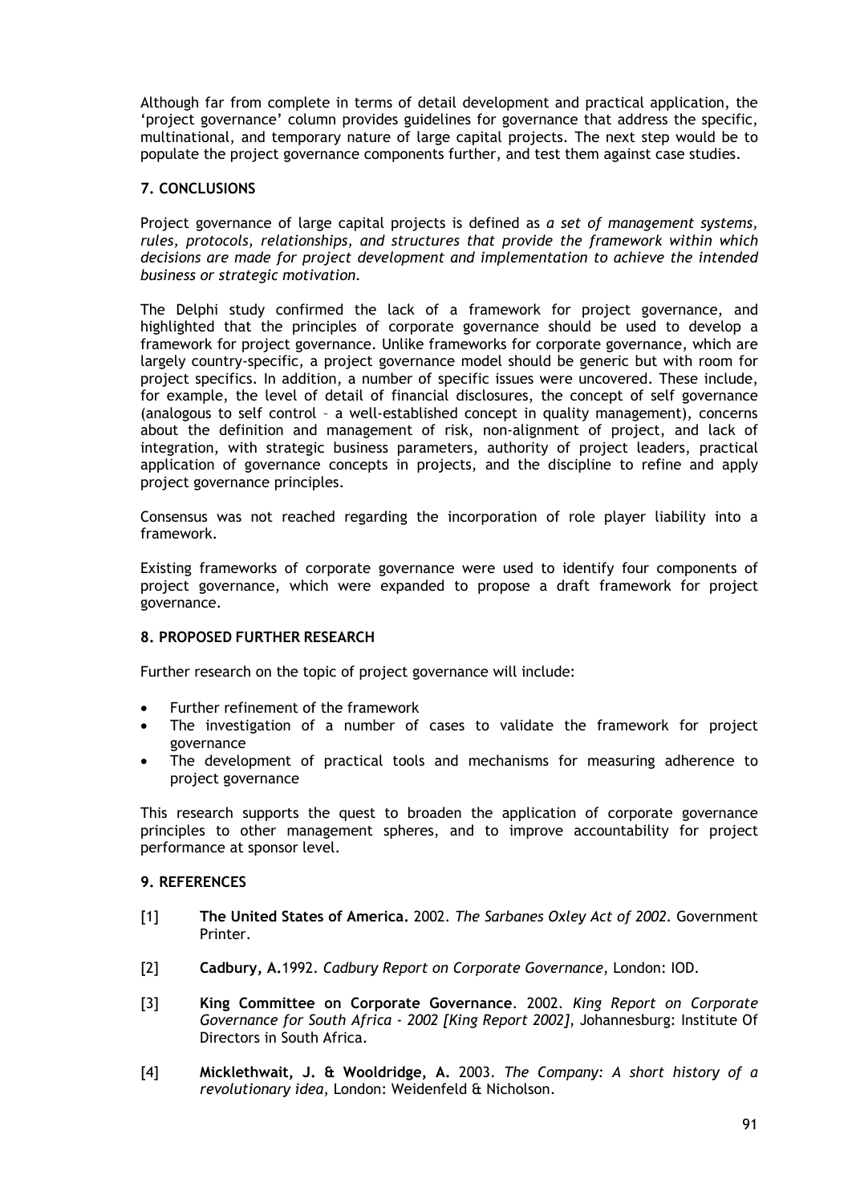Although far from complete in terms of detail development and practical application, the 'project governance' column provides guidelines for governance that address the specific, multinational, and temporary nature of large capital projects. The next step would be to populate the project governance components further, and test them against case studies.

## 7. CONCLUSIONS

Project governance of large capital projects is defined as *a set of management systems, rules, protocols, relationships, and structures that provide the framework within which decisions are made for project development and implementation to achieve the intended business or strategic motivation.*

The Delphi study confirmed the lack of a framework for project governance, and highlighted that the principles of corporate governance should be used to develop a framework for project governance. Unlike frameworks for corporate governance, which are largely country-specific, a project governance model should be generic but with room for project specifics. In addition, a number of specific issues were uncovered. These include, for example, the level of detail of financial disclosures, the concept of self governance (analogous to self control – a well-established concept in quality management), concerns about the definition and management of risk, non-alignment of project, and lack of integration, with strategic business parameters, authority of project leaders, practical application of governance concepts in projects, and the discipline to refine and apply project governance principles.

Consensus was not reached regarding the incorporation of role player liability into a framework.

Existing frameworks of corporate governance were used to identify four components of project governance, which were expanded to propose a draft framework for project governance.

## 8. PROPOSED FURTHER RESEARCH

Further research on the topic of project governance will include:

- Further refinement of the framework
- The investigation of a number of cases to validate the framework for project governance
- The development of practical tools and mechanisms for measuring adherence to project governance

This research supports the quest to broaden the application of corporate governance principles to other management spheres, and to improve accountability for project performance at sponsor level.

## 9. REFERENCES

[1] **The United States of America.** 2002. *The Sarbanes Oxley Act of 2002*. Government Printer.

[2] **Cadbury, A.**1992. *Cadbury Report on Corporate Governance*, London: IOD.

[3] **King Committee on Corporate Governance**. 2002. *King Report on Corporate Governance for South Africa - 2002 [King Report 2002]*, Johannesburg: Institute Of Directors in South Africa.

[4] **Micklethwait, J. & Wooldridge, A.** 2003. *The Company: A short history of a revolutionary idea*, London: Weidenfeld & Nicholson.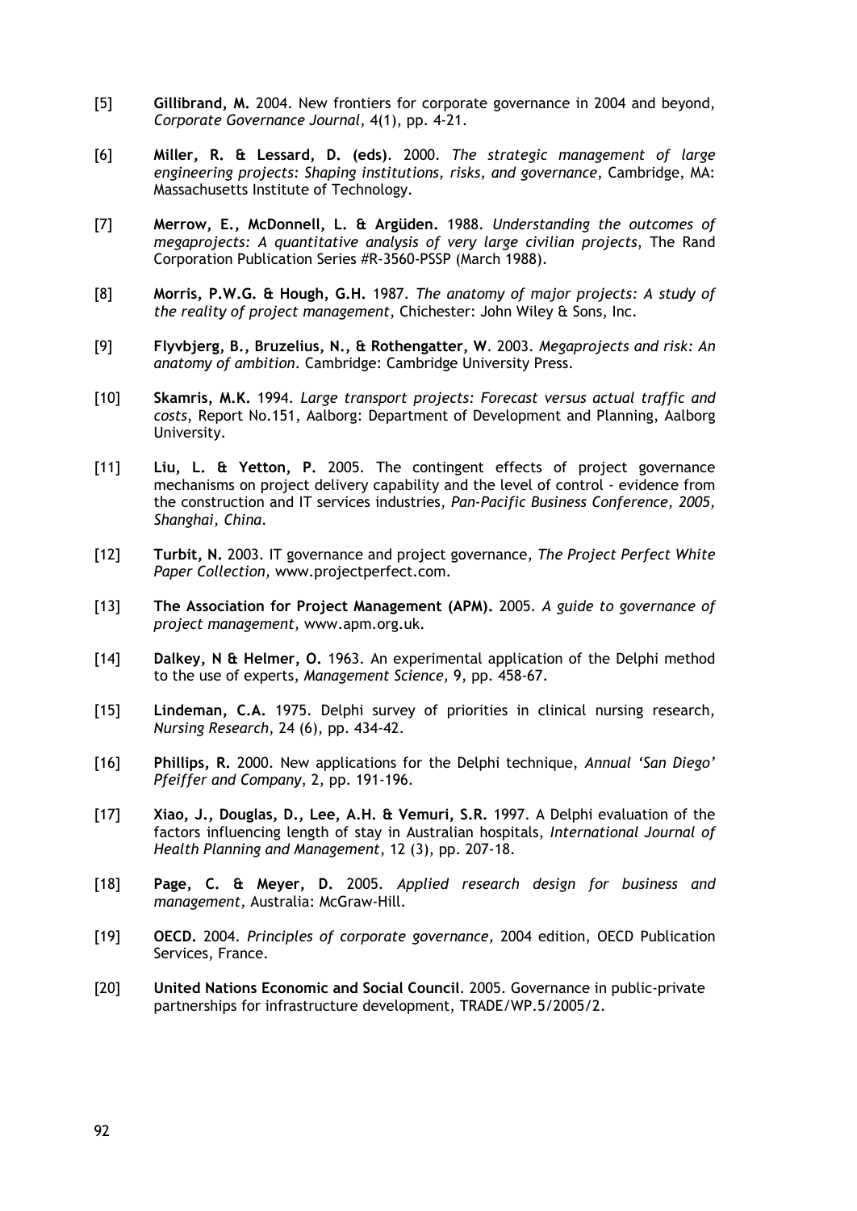[5] **Gillibrand, M.** 2004. New frontiers for corporate governance in 2004 and beyond, *Corporate Governance Journal*, 4(1), pp. 4-21.

[6] **Miller, R. & Lessard, D. (eds)**. 2000. *The strategic management of large engineering projects: Shaping institutions, risks, and governance*, Cambridge, MA: Massachusetts Institute of Technology.

[7] **Merrow, E., McDonnell, L. & Argüden.** 1988. *Understanding the outcomes of megaprojects: A quantitative analysis of very large civilian projects*, The Rand Corporation Publication Series #R-3560-PSSP (March 1988).

[8] **Morris, P.W.G. & Hough, G.H.** 1987. *The anatomy of major projects: A study of the reality of project management*, Chichester: John Wiley & Sons, Inc.

[9] **Flyvbjerg, B., Bruzelius, N., & Rothengatter, W**. 2003. *Megaprojects and risk: An anatomy of ambition*. Cambridge: Cambridge University Press.

[10] **Skamris, M.K.** 1994. *Large transport projects: Forecast versus actual traffic and costs*, Report No.151, Aalborg: Department of Development and Planning, Aalborg University.

[11] **Liu, L. & Yetton, P.** 2005. The contingent effects of project governance mechanisms on project delivery capability and the level of control - evidence from the construction and IT services industries, *Pan-Pacific Business Conference, 2005, Shanghai, China.*

[12] **Turbit, N.** 2003. IT governance and project governance, *The Project Perfect White Paper Collection,* www.projectperfect.com.

[13] **The Association for Project Management (APM).** 2005. *A guide to governance of project management,* www.apm.org.uk.

[14] **Dalkey, N & Helmer, O.** 1963. An experimental application of the Delphi method to the use of experts, *Management Science,* 9, pp. 458-67.

[15] **Lindeman, C.A.** 1975. Delphi survey of priorities in clinical nursing research, *Nursing Research*, 24 (6), pp. 434-42.

[16] **Phillips, R.** 2000. New applications for the Delphi technique, *Annual 'San Diego' Pfeiffer and Company*, 2, pp. 191-196.

[17] **Xiao, J., Douglas, D., Lee, A.H. & Vemuri, S.R.** 1997. A Delphi evaluation of the factors influencing length of stay in Australian hospitals, *International Journal of Health Planning and Management*, 12 (3), pp. 207-18.

[18] **Page, C. & Meyer, D.** 2005. *Applied research design for business and management,* Australia: McGraw-Hill.

[19] **OECD.** 2004. *Principles of corporate governance,* 2004 edition, OECD Publication Services, France.

[20] **United Nations Economic and Social Council**. 2005. Governance in public-private partnerships for infrastructure development, TRADE/WP.5/2005/2.